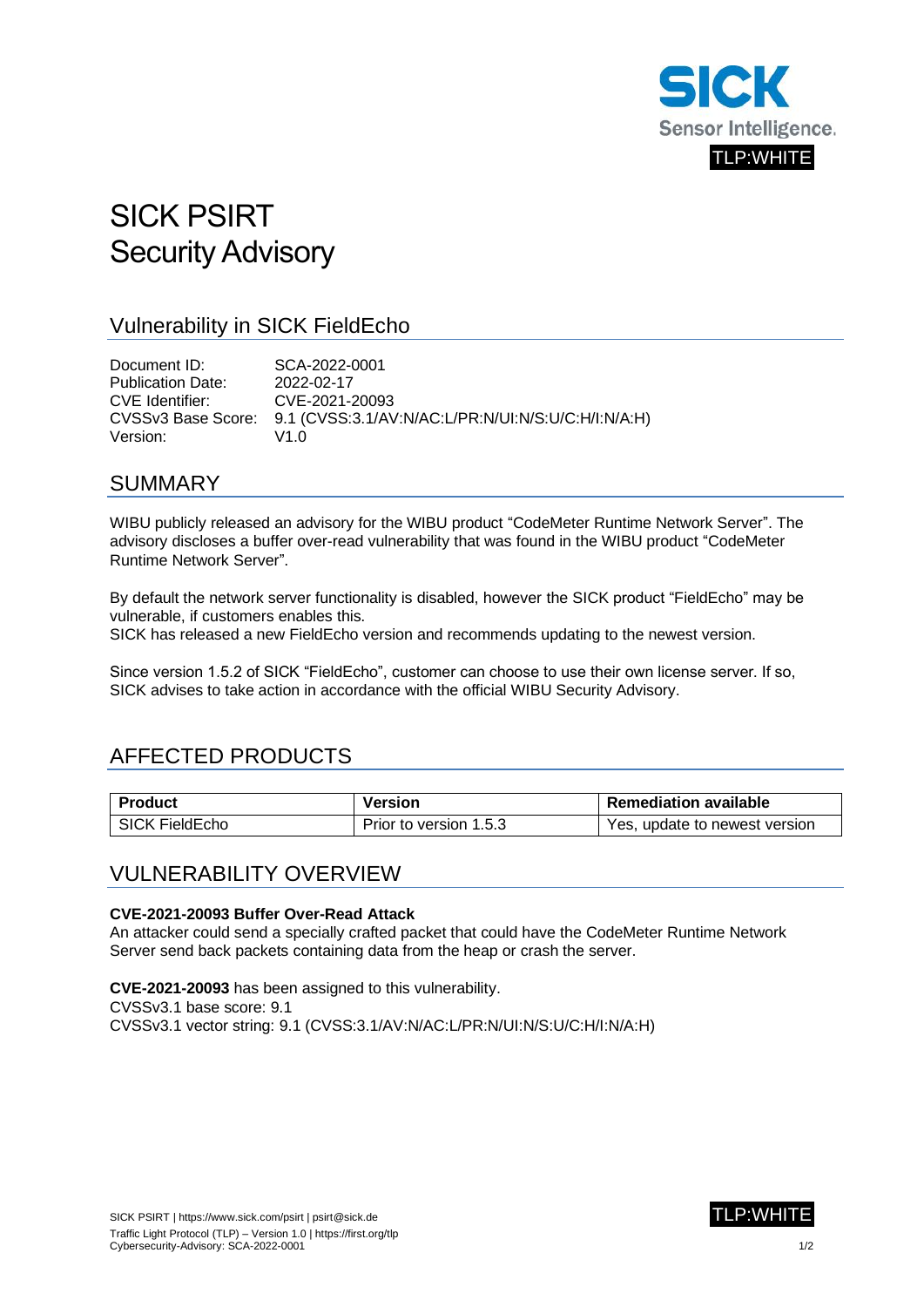TLP:WHITE

# SICK PSIRT
# Security Advisory

## Vulnerability in SICK FieldEcho

Document ID: SCA-2022-0001
Publication Date: 2022-02-17
CVE Identifier: CVE-2021-20093
CVSSv3 Base Score: 9.1 (CVSS:3.1/AV:N/AC:L/PR:N/UI:N/S:U/C:H/I:N/A:H)
Version: V1.0

## SUMMARY

WIBU publicly released an advisory for the WIBU product “CodeMeter Runtime Network Server”. The advisory discloses a buffer over-read vulnerability that was found in the WIBU product “CodeMeter Runtime Network Server”.

By default the network server functionality is disabled, however the SICK product “FieldEcho” may be vulnerable, if customers enables this.
SICK has released a new FieldEcho version and recommends updating to the newest version.

Since version 1.5.2 of SICK “FieldEcho”, customer can choose to use their own license server. If so, SICK advises to take action in accordance with the official WIBU Security Advisory.

## AFFECTED PRODUCTS

| Product | Version | Remediation available |
|---|---|---|
| SICK FieldEcho | Prior to version 1.5.3 | Yes, update to newest version |

## VULNERABILITY OVERVIEW

**CVE-2021-20093 Buffer Over-Read Attack**
An attacker could send a specially crafted packet that could have the CodeMeter Runtime Network Server send back packets containing data from the heap or crash the server.

**CVE-2021-20093** has been assigned to this vulnerability.
CVSSv3.1 base score: 9.1
CVSSv3.1 vector string: 9.1 (CVSS:3.1/AV:N/AC:L/PR:N/UI:N/S:U/C:H/I:N/A:H)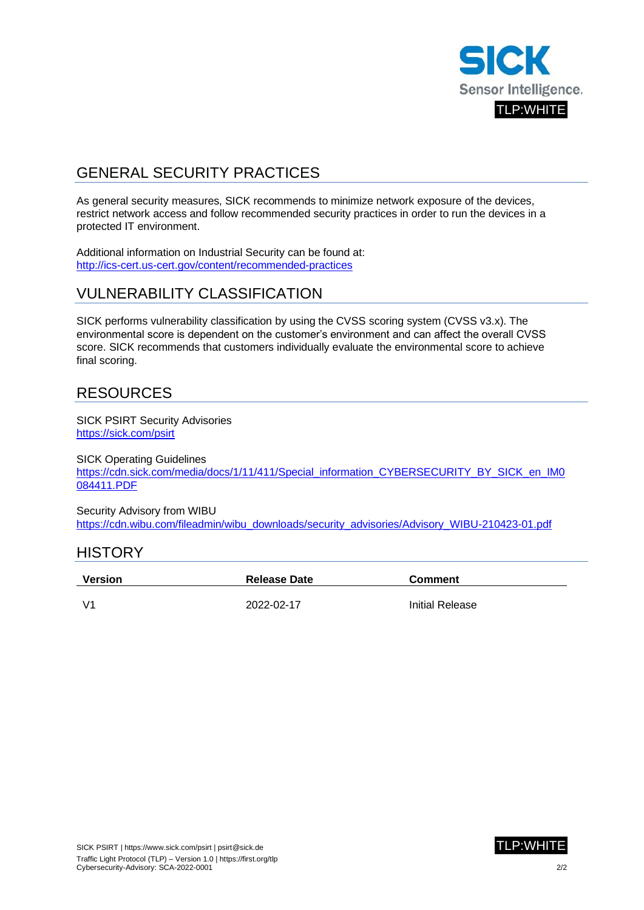## GENERAL SECURITY PRACTICES

As general security measures, SICK recommends to minimize network exposure of the devices, restrict network access and follow recommended security practices in order to run the devices in a protected IT environment.

Additional information on Industrial Security can be found at:
http://ics-cert.us-cert.gov/content/recommended-practices

## VULNERABILITY CLASSIFICATION

SICK performs vulnerability classification by using the CVSS scoring system (CVSS v3.x). The environmental score is dependent on the customer's environment and can affect the overall CVSS score. SICK recommends that customers individually evaluate the environmental score to achieve final scoring.

## RESOURCES

SICK PSIRT Security Advisories
https://sick.com/psirt

SICK Operating Guidelines
https://cdn.sick.com/media/docs/1/11/411/Special_information_CYBERSECURITY_BY_SICK_en_IM0084411.PDF

Security Advisory from WIBU
https://cdn.wibu.com/fileadmin/wibu_downloads/security_advisories/Advisory_WIBU-210423-01.pdf

## HISTORY

| Version | Release Date | Comment |
|---|---|---|
| V1 | 2022-02-17 | Initial Release |